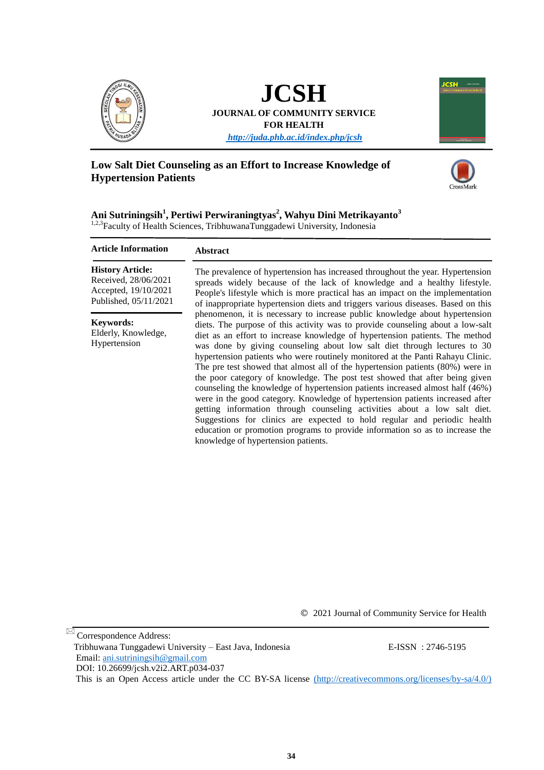# JCSH

**JOURNAL OF COMMUNITY SERVICE FOR HEALTH**

*http://juda.phb.ac.id/index.php/jcsh*

## Low Salt Diet Counseling as an Effort to Increase Knowledge of Hypertension Patients

**Ani Sutriningsih[1], Pertiwi Perwiraningtyas[2], Wahyu Dini Metrikayanto[3]**

[1,2,3]Faculty of Health Sciences, TribhuwanaTunggadewi University, Indonesia

**Article Information**

**History Article:**
Received, 28/06/2021
Accepted, 19/10/2021
Published, 05/11/2021

**Keywords:**
Elderly, Knowledge, Hypertension

**Abstract**

The prevalence of hypertension has increased throughout the year. Hypertension spreads widely because of the lack of knowledge and a healthy lifestyle. People's lifestyle which is more practical has an impact on the implementation of inappropriate hypertension diets and triggers various diseases. Based on this phenomenon, it is necessary to increase public knowledge about hypertension diets. The purpose of this activity was to provide counseling about a low-salt diet as an effort to increase knowledge of hypertension patients. The method was done by giving counseling about low salt diet through lectures to 30 hypertension patients who were routinely monitored at the Panti Rahayu Clinic. The pre test showed that almost all of the hypertension patients (80%) were in the poor category of knowledge. The post test showed that after being given counseling the knowledge of hypertension patients increased almost half (46%) were in the good category. Knowledge of hypertension patients increased after getting information through counseling activities about a low salt diet. Suggestions for clinics are expected to hold regular and periodic health education or promotion programs to provide information so as to increase the knowledge of hypertension patients.

© 2021 Journal of Community Service for Health

Correspondence Address:
Tribhuwana Tunggadewi University – East Java, Indonesia
Email: ani.sutriningsih@gmail.com
DOI: 10.26699/jcsh.v2i2.ART.p034-037
This is an Open Access article under the CC BY-SA license (http://creativecommons.org/licenses/by-sa/4.0/)

E-ISSN : 2746-5195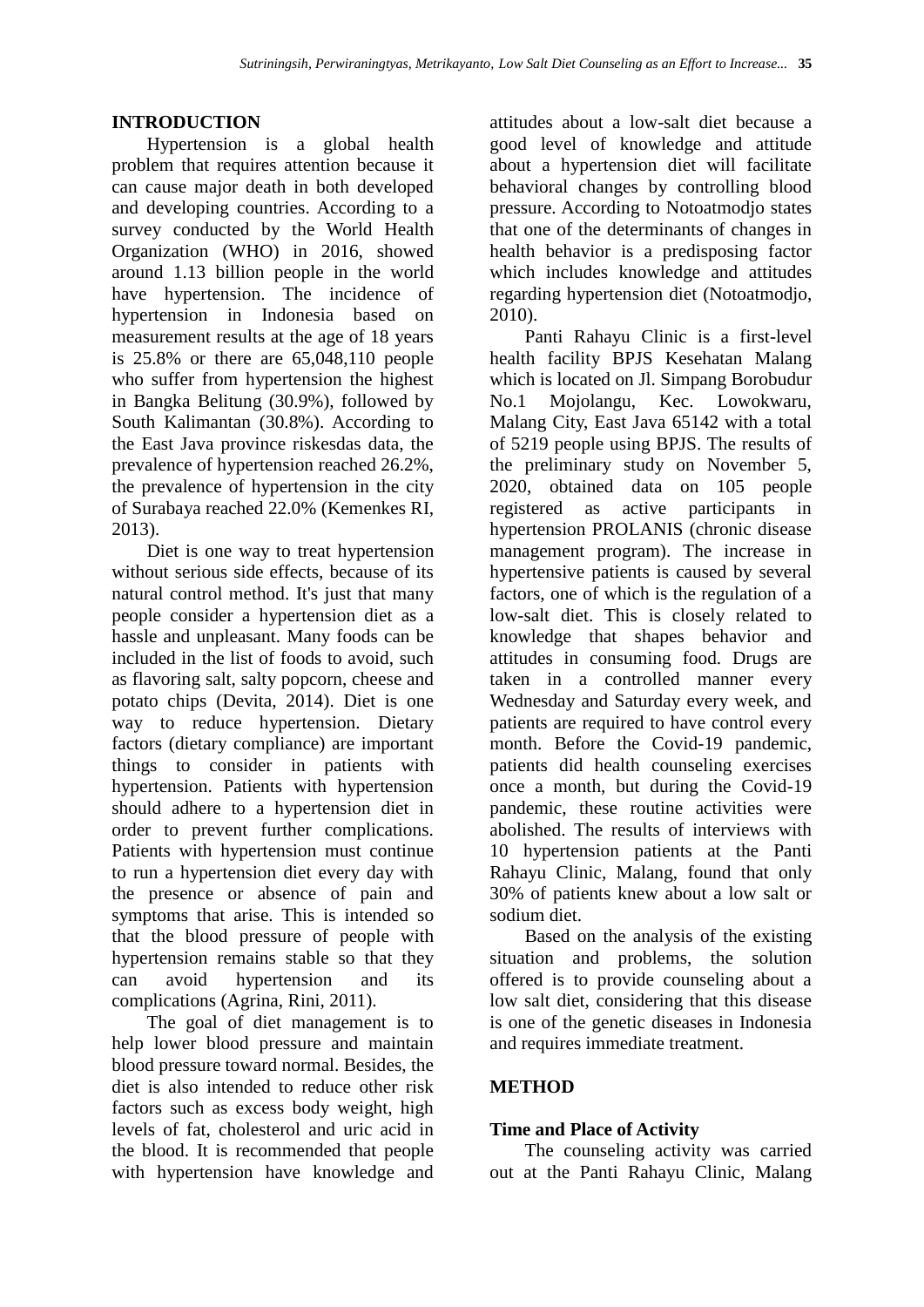## INTRODUCTION

Hypertension is a global health problem that requires attention because it can cause major death in both developed and developing countries. According to a survey conducted by the World Health Organization (WHO) in 2016, showed around 1.13 billion people in the world have hypertension. The incidence of hypertension in Indonesia based on measurement results at the age of 18 years is 25.8% or there are 65,048,110 people who suffer from hypertension the highest in Bangka Belitung (30.9%), followed by South Kalimantan (30.8%). According to the East Java province riskesdas data, the prevalence of hypertension reached 26.2%, the prevalence of hypertension in the city of Surabaya reached 22.0% (Kemenkes RI, 2013).

Diet is one way to treat hypertension without serious side effects, because of its natural control method. It's just that many people consider a hypertension diet as a hassle and unpleasant. Many foods can be included in the list of foods to avoid, such as flavoring salt, salty popcorn, cheese and potato chips (Devita, 2014). Diet is one way to reduce hypertension. Dietary factors (dietary compliance) are important things to consider in patients with hypertension. Patients with hypertension should adhere to a hypertension diet in order to prevent further complications. Patients with hypertension must continue to run a hypertension diet every day with the presence or absence of pain and symptoms that arise. This is intended so that the blood pressure of people with hypertension remains stable so that they can avoid hypertension and its complications (Agrina, Rini, 2011).

The goal of diet management is to help lower blood pressure and maintain blood pressure toward normal. Besides, the diet is also intended to reduce other risk factors such as excess body weight, high levels of fat, cholesterol and uric acid in the blood. It is recommended that people with hypertension have knowledge and attitudes about a low-salt diet because a good level of knowledge and attitude about a hypertension diet will facilitate behavioral changes by controlling blood pressure. According to Notoatmodjo states that one of the determinants of changes in health behavior is a predisposing factor which includes knowledge and attitudes regarding hypertension diet (Notoatmodjo, 2010).

Panti Rahayu Clinic is a first-level health facility BPJS Kesehatan Malang which is located on Jl. Simpang Borobudur No.1 Mojolangu, Kec. Lowokwaru, Malang City, East Java 65142 with a total of 5219 people using BPJS. The results of the preliminary study on November 5, 2020, obtained data on 105 people registered as active participants in hypertension PROLANIS (chronic disease management program). The increase in hypertensive patients is caused by several factors, one of which is the regulation of a low-salt diet. This is closely related to knowledge that shapes behavior and attitudes in consuming food. Drugs are taken in a controlled manner every Wednesday and Saturday every week, and patients are required to have control every month. Before the Covid-19 pandemic, patients did health counseling exercises once a month, but during the Covid-19 pandemic, these routine activities were abolished. The results of interviews with 10 hypertension patients at the Panti Rahayu Clinic, Malang, found that only 30% of patients knew about a low salt or sodium diet.

Based on the analysis of the existing situation and problems, the solution offered is to provide counseling about a low salt diet, considering that this disease is one of the genetic diseases in Indonesia and requires immediate treatment.

## METHOD

### Time and Place of Activity

The counseling activity was carried out at the Panti Rahayu Clinic, Malang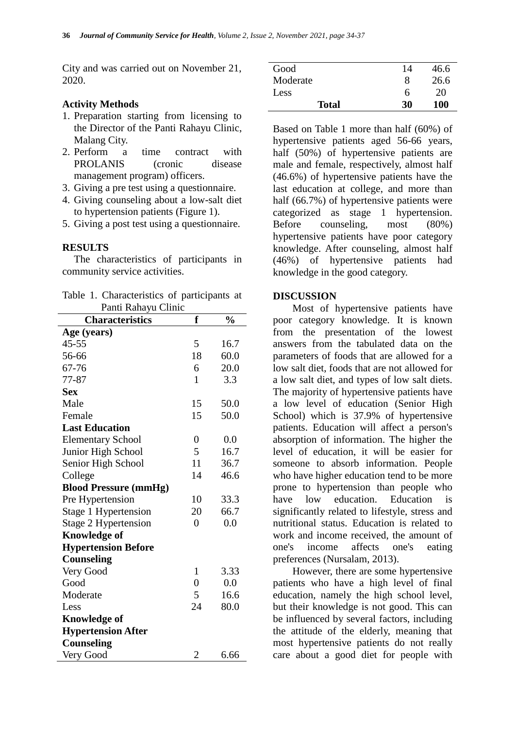City and was carried out on November 21, 2020.

**Activity Methods**

1. Preparation starting from licensing to the Director of the Panti Rahayu Clinic, Malang City.
2. Perform a time contract with PROLANIS (cronic disease management program) officers.
3. Giving a pre test using a questionnaire.
4. Giving counseling about a low-salt diet to hypertension patients (Figure 1).
5. Giving a post test using a questionnaire.

## RESULTS

The characteristics of participants in community service activities.

Table 1. Characteristics of participants at Panti Rahayu Clinic

| Characteristics | f | % |
|---|---|---|
| **Age (years)** | | |
| 45-55 | 5 | 16.7 |
| 56-66 | 18 | 60.0 |
| 67-76 | 6 | 20.0 |
| 77-87 | 1 | 3.3 |
| **Sex** | | |
| Male | 15 | 50.0 |
| Female | 15 | 50.0 |
| **Last Education** | | |
| Elementary School | 0 | 0.0 |
| Junior High School | 5 | 16.7 |
| Senior High School | 11 | 36.7 |
| College | 14 | 46.6 |
| **Blood Pressure (mmHg)** | | |
| Pre Hypertension | 10 | 33.3 |
| Stage 1 Hypertension | 20 | 66.7 |
| Stage 2 Hypertension | 0 | 0.0 |
| **Knowledge of Hypertension Before Counseling** | | |
| Very Good | 1 | 3.33 |
| Good | 0 | 0.0 |
| Moderate | 5 | 16.6 |
| Less | 24 | 80.0 |
| **Knowledge of Hypertension After Counseling** | | |
| Very Good | 2 | 6.66 |
| Good | 14 | 46.6 |
| Moderate | 8 | 26.6 |
| Less | 6 | 20 |
| **Total** | **30** | **100** |

Based on Table 1 more than half (60%) of hypertensive patients aged 56-66 years, half (50%) of hypertensive patients are male and female, respectively, almost half (46.6%) of hypertensive patients have the last education at college, and more than half (66.7%) of hypertensive patients were categorized as stage 1 hypertension. Before counseling, most (80%) hypertensive patients have poor category knowledge. After counseling, almost half (46%) of hypertensive patients had knowledge in the good category.

## DISCUSSION

Most of hypertensive patients have poor category knowledge. It is known from the presentation of the lowest answers from the tabulated data on the parameters of foods that are allowed for a low salt diet, foods that are not allowed for a low salt diet, and types of low salt diets. The majority of hypertensive patients have a low level of education (Senior High School) which is 37.9% of hypertensive patients. Education will affect a person's absorption of information. The higher the level of education, it will be easier for someone to absorb information. People who have higher education tend to be more prone to hypertension than people who have low education. Education is significantly related to lifestyle, stress and nutritional status. Education is related to work and income received, the amount of one's income affects one's eating preferences (Nursalam, 2013).

However, there are some hypertensive patients who have a high level of final education, namely the high school level, but their knowledge is not good. This can be influenced by several factors, including the attitude of the elderly, meaning that most hypertensive patients do not really care about a good diet for people with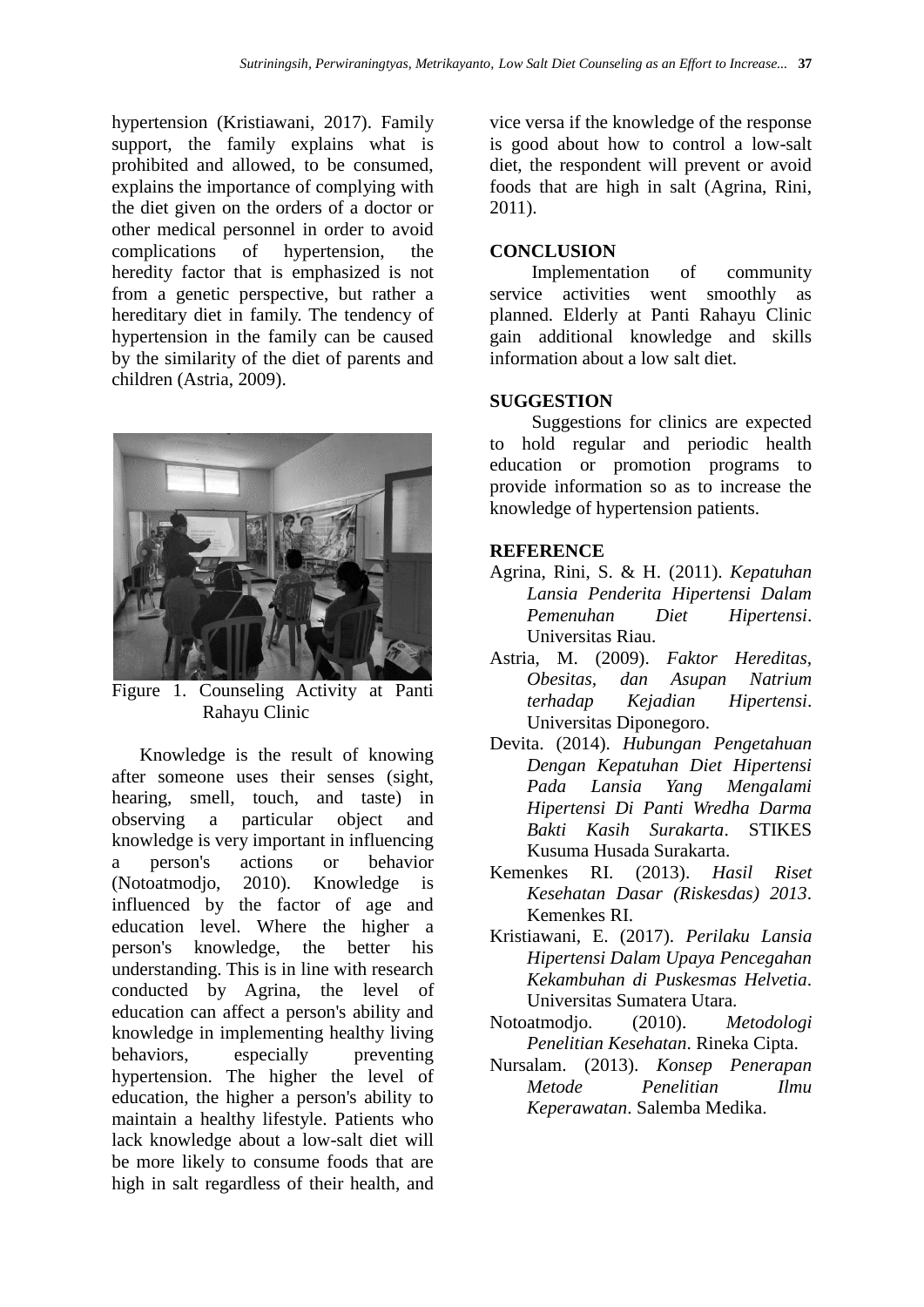hypertension (Kristiawani, 2017). Family support, the family explains what is prohibited and allowed, to be consumed, explains the importance of complying with the diet given on the orders of a doctor or other medical personnel in order to avoid complications of hypertension, the heredity factor that is emphasized is not from a genetic perspective, but rather a hereditary diet in family. The tendency of hypertension in the family can be caused by the similarity of the diet of parents and children (Astria, 2009).

Figure 1. Counseling Activity at Panti Rahayu Clinic

Knowledge is the result of knowing after someone uses their senses (sight, hearing, smell, touch, and taste) in observing a particular object and knowledge is very important in influencing a person's actions or behavior (Notoatmodjo, 2010). Knowledge is influenced by the factor of age and education level. Where the higher a person's knowledge, the better his understanding. This is in line with research conducted by Agrina, the level of education can affect a person's ability and knowledge in implementing healthy living behaviors, especially preventing hypertension. The higher the level of education, the higher a person's ability to maintain a healthy lifestyle. Patients who lack knowledge about a low-salt diet will be more likely to consume foods that are high in salt regardless of their health, and vice versa if the knowledge of the response is good about how to control a low-salt diet, the respondent will prevent or avoid foods that are high in salt (Agrina, Rini, 2011).

## CONCLUSION

Implementation of community service activities went smoothly as planned. Elderly at Panti Rahayu Clinic gain additional knowledge and skills information about a low salt diet.

## SUGGESTION

Suggestions for clinics are expected to hold regular and periodic health education or promotion programs to provide information so as to increase the knowledge of hypertension patients.

## REFERENCE

Agrina, Rini, S. & H. (2011). *Kepatuhan Lansia Penderita Hipertensi Dalam Pemenuhan Diet Hipertensi*. Universitas Riau.

Astria, M. (2009). *Faktor Hereditas, Obesitas, dan Asupan Natrium terhadap Kejadian Hipertensi*. Universitas Diponegoro.

Devita. (2014). *Hubungan Pengetahuan Dengan Kepatuhan Diet Hipertensi Pada Lansia Yang Mengalami Hipertensi Di Panti Wredha Darma Bakti Kasih Surakarta*. STIKES Kusuma Husada Surakarta.

Kemenkes RI. (2013). *Hasil Riset Kesehatan Dasar (Riskesdas) 2013*. Kemenkes RI.

Kristiawani, E. (2017). *Perilaku Lansia Hipertensi Dalam Upaya Pencegahan Kekambuhan di Puskesmas Helvetia*. Universitas Sumatera Utara.

Notoatmodjo. (2010). *Metodologi Penelitian Kesehatan*. Rineka Cipta.

Nursalam. (2013). *Konsep Penerapan Metode Penelitian Ilmu Keperawatan*. Salemba Medika.